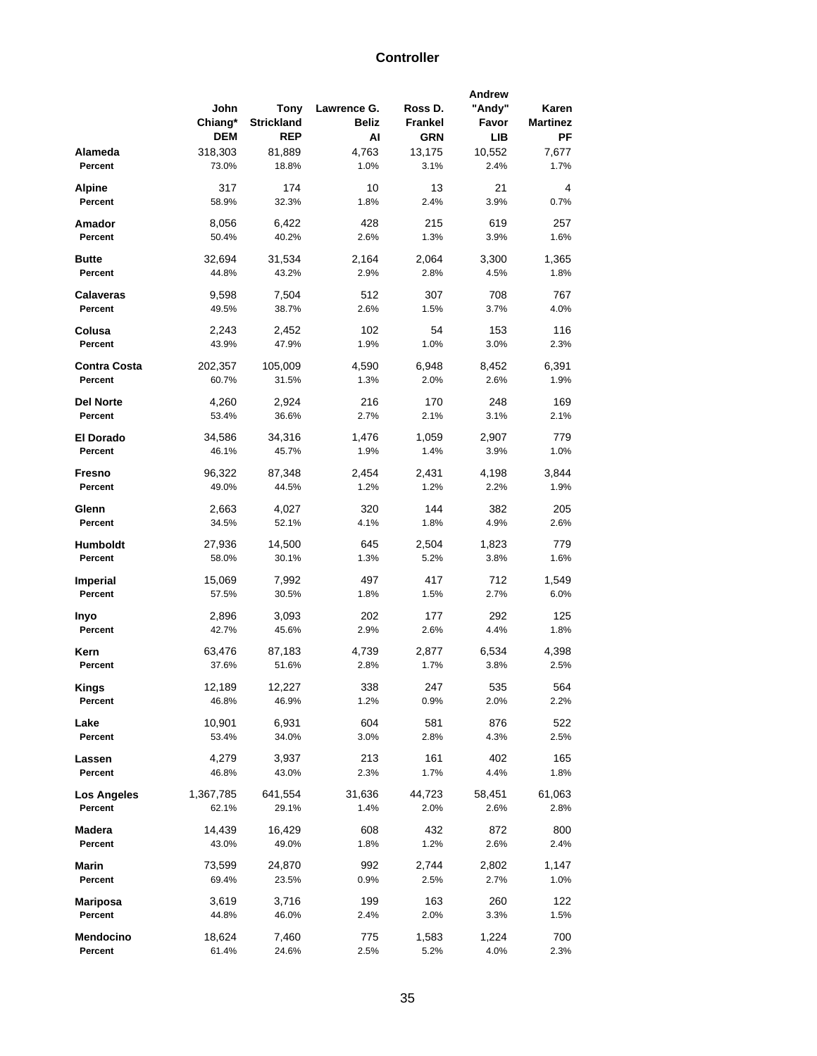## Controller

| | John Chiang* DEM | Tony Strickland REP | Lawrence G. Beliz AI | Ross D. Frankel GRN | Andrew "Andy" Favor LIB | Karen Martinez PF |
|---|---|---|---|---|---|---|
| **Alameda** | 318,303 | 81,889 | 4,763 | 13,175 | 10,552 | 7,677 |
| **Percent** | 73.0% | 18.8% | 1.0% | 3.1% | 2.4% | 1.7% |
| **Alpine** | 317 | 174 | 10 | 13 | 21 | 4 |
| **Percent** | 58.9% | 32.3% | 1.8% | 2.4% | 3.9% | 0.7% |
| **Amador** | 8,056 | 6,422 | 428 | 215 | 619 | 257 |
| **Percent** | 50.4% | 40.2% | 2.6% | 1.3% | 3.9% | 1.6% |
| **Butte** | 32,694 | 31,534 | 2,164 | 2,064 | 3,300 | 1,365 |
| **Percent** | 44.8% | 43.2% | 2.9% | 2.8% | 4.5% | 1.8% |
| **Calaveras** | 9,598 | 7,504 | 512 | 307 | 708 | 767 |
| **Percent** | 49.5% | 38.7% | 2.6% | 1.5% | 3.7% | 4.0% |
| **Colusa** | 2,243 | 2,452 | 102 | 54 | 153 | 116 |
| **Percent** | 43.9% | 47.9% | 1.9% | 1.0% | 3.0% | 2.3% |
| **Contra Costa** | 202,357 | 105,009 | 4,590 | 6,948 | 8,452 | 6,391 |
| **Percent** | 60.7% | 31.5% | 1.3% | 2.0% | 2.6% | 1.9% |
| **Del Norte** | 4,260 | 2,924 | 216 | 170 | 248 | 169 |
| **Percent** | 53.4% | 36.6% | 2.7% | 2.1% | 3.1% | 2.1% |
| **El Dorado** | 34,586 | 34,316 | 1,476 | 1,059 | 2,907 | 779 |
| **Percent** | 46.1% | 45.7% | 1.9% | 1.4% | 3.9% | 1.0% |
| **Fresno** | 96,322 | 87,348 | 2,454 | 2,431 | 4,198 | 3,844 |
| **Percent** | 49.0% | 44.5% | 1.2% | 1.2% | 2.2% | 1.9% |
| **Glenn** | 2,663 | 4,027 | 320 | 144 | 382 | 205 |
| **Percent** | 34.5% | 52.1% | 4.1% | 1.8% | 4.9% | 2.6% |
| **Humboldt** | 27,936 | 14,500 | 645 | 2,504 | 1,823 | 779 |
| **Percent** | 58.0% | 30.1% | 1.3% | 5.2% | 3.8% | 1.6% |
| **Imperial** | 15,069 | 7,992 | 497 | 417 | 712 | 1,549 |
| **Percent** | 57.5% | 30.5% | 1.8% | 1.5% | 2.7% | 6.0% |
| **Inyo** | 2,896 | 3,093 | 202 | 177 | 292 | 125 |
| **Percent** | 42.7% | 45.6% | 2.9% | 2.6% | 4.4% | 1.8% |
| **Kern** | 63,476 | 87,183 | 4,739 | 2,877 | 6,534 | 4,398 |
| **Percent** | 37.6% | 51.6% | 2.8% | 1.7% | 3.8% | 2.5% |
| **Kings** | 12,189 | 12,227 | 338 | 247 | 535 | 564 |
| **Percent** | 46.8% | 46.9% | 1.2% | 0.9% | 2.0% | 2.2% |
| **Lake** | 10,901 | 6,931 | 604 | 581 | 876 | 522 |
| **Percent** | 53.4% | 34.0% | 3.0% | 2.8% | 4.3% | 2.5% |
| **Lassen** | 4,279 | 3,937 | 213 | 161 | 402 | 165 |
| **Percent** | 46.8% | 43.0% | 2.3% | 1.7% | 4.4% | 1.8% |
| **Los Angeles** | 1,367,785 | 641,554 | 31,636 | 44,723 | 58,451 | 61,063 |
| **Percent** | 62.1% | 29.1% | 1.4% | 2.0% | 2.6% | 2.8% |
| **Madera** | 14,439 | 16,429 | 608 | 432 | 872 | 800 |
| **Percent** | 43.0% | 49.0% | 1.8% | 1.2% | 2.6% | 2.4% |
| **Marin** | 73,599 | 24,870 | 992 | 2,744 | 2,802 | 1,147 |
| **Percent** | 69.4% | 23.5% | 0.9% | 2.5% | 2.7% | 1.0% |
| **Mariposa** | 3,619 | 3,716 | 199 | 163 | 260 | 122 |
| **Percent** | 44.8% | 46.0% | 2.4% | 2.0% | 3.3% | 1.5% |
| **Mendocino** | 18,624 | 7,460 | 775 | 1,583 | 1,224 | 700 |
| **Percent** | 61.4% | 24.6% | 2.5% | 5.2% | 4.0% | 2.3% |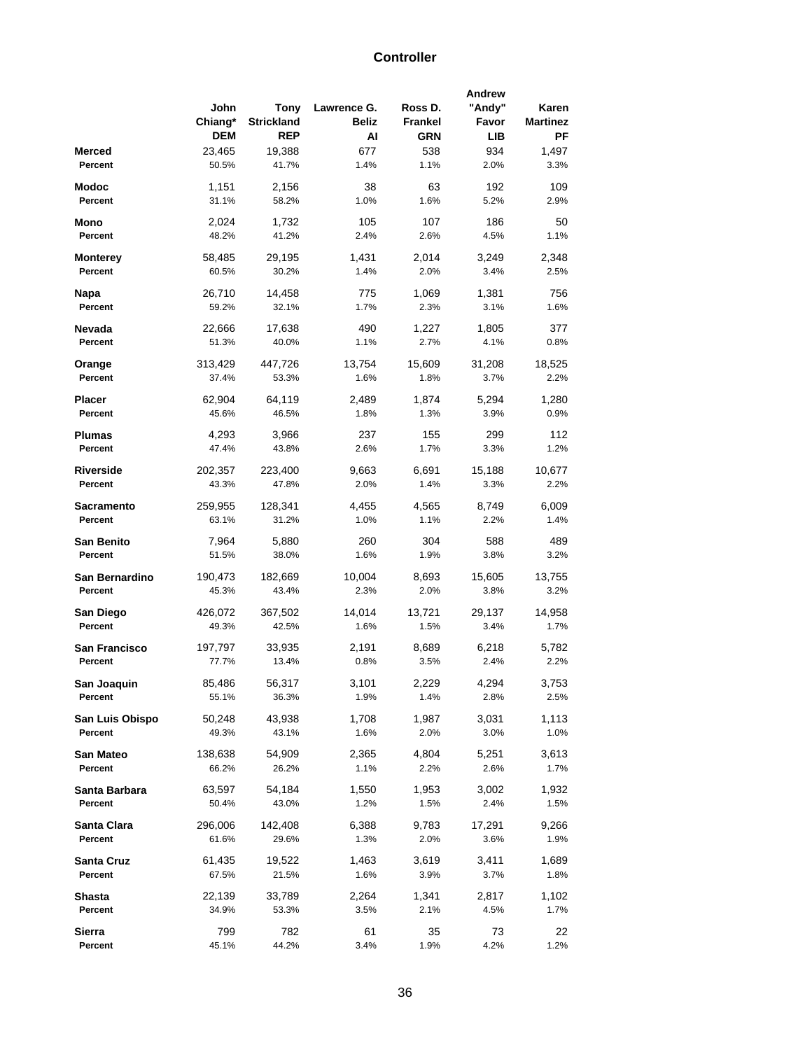## Controller

| | John Chiang* DEM | Tony Strickland REP | Lawrence G. Beliz AI | Ross D. Frankel GRN | Andrew "Andy" Favor LIB | Karen Martinez PF |
|---|---|---|---|---|---|---|
| **Merced** | 23,465 | 19,388 | 677 | 538 | 934 | 1,497 |
| **Percent** | 50.5% | 41.7% | 1.4% | 1.1% | 2.0% | 3.3% |
| **Modoc** | 1,151 | 2,156 | 38 | 63 | 192 | 109 |
| **Percent** | 31.1% | 58.2% | 1.0% | 1.6% | 5.2% | 2.9% |
| **Mono** | 2,024 | 1,732 | 105 | 107 | 186 | 50 |
| **Percent** | 48.2% | 41.2% | 2.4% | 2.6% | 4.5% | 1.1% |
| **Monterey** | 58,485 | 29,195 | 1,431 | 2,014 | 3,249 | 2,348 |
| **Percent** | 60.5% | 30.2% | 1.4% | 2.0% | 3.4% | 2.5% |
| **Napa** | 26,710 | 14,458 | 775 | 1,069 | 1,381 | 756 |
| **Percent** | 59.2% | 32.1% | 1.7% | 2.3% | 3.1% | 1.6% |
| **Nevada** | 22,666 | 17,638 | 490 | 1,227 | 1,805 | 377 |
| **Percent** | 51.3% | 40.0% | 1.1% | 2.7% | 4.1% | 0.8% |
| **Orange** | 313,429 | 447,726 | 13,754 | 15,609 | 31,208 | 18,525 |
| **Percent** | 37.4% | 53.3% | 1.6% | 1.8% | 3.7% | 2.2% |
| **Placer** | 62,904 | 64,119 | 2,489 | 1,874 | 5,294 | 1,280 |
| **Percent** | 45.6% | 46.5% | 1.8% | 1.3% | 3.9% | 0.9% |
| **Plumas** | 4,293 | 3,966 | 237 | 155 | 299 | 112 |
| **Percent** | 47.4% | 43.8% | 2.6% | 1.7% | 3.3% | 1.2% |
| **Riverside** | 202,357 | 223,400 | 9,663 | 6,691 | 15,188 | 10,677 |
| **Percent** | 43.3% | 47.8% | 2.0% | 1.4% | 3.3% | 2.2% |
| **Sacramento** | 259,955 | 128,341 | 4,455 | 4,565 | 8,749 | 6,009 |
| **Percent** | 63.1% | 31.2% | 1.0% | 1.1% | 2.2% | 1.4% |
| **San Benito** | 7,964 | 5,880 | 260 | 304 | 588 | 489 |
| **Percent** | 51.5% | 38.0% | 1.6% | 1.9% | 3.8% | 3.2% |
| **San Bernardino** | 190,473 | 182,669 | 10,004 | 8,693 | 15,605 | 13,755 |
| **Percent** | 45.3% | 43.4% | 2.3% | 2.0% | 3.8% | 3.2% |
| **San Diego** | 426,072 | 367,502 | 14,014 | 13,721 | 29,137 | 14,958 |
| **Percent** | 49.3% | 42.5% | 1.6% | 1.5% | 3.4% | 1.7% |
| **San Francisco** | 197,797 | 33,935 | 2,191 | 8,689 | 6,218 | 5,782 |
| **Percent** | 77.7% | 13.4% | 0.8% | 3.5% | 2.4% | 2.2% |
| **San Joaquin** | 85,486 | 56,317 | 3,101 | 2,229 | 4,294 | 3,753 |
| **Percent** | 55.1% | 36.3% | 1.9% | 1.4% | 2.8% | 2.5% |
| **San Luis Obispo** | 50,248 | 43,938 | 1,708 | 1,987 | 3,031 | 1,113 |
| **Percent** | 49.3% | 43.1% | 1.6% | 2.0% | 3.0% | 1.0% |
| **San Mateo** | 138,638 | 54,909 | 2,365 | 4,804 | 5,251 | 3,613 |
| **Percent** | 66.2% | 26.2% | 1.1% | 2.2% | 2.6% | 1.7% |
| **Santa Barbara** | 63,597 | 54,184 | 1,550 | 1,953 | 3,002 | 1,932 |
| **Percent** | 50.4% | 43.0% | 1.2% | 1.5% | 2.4% | 1.5% |
| **Santa Clara** | 296,006 | 142,408 | 6,388 | 9,783 | 17,291 | 9,266 |
| **Percent** | 61.6% | 29.6% | 1.3% | 2.0% | 3.6% | 1.9% |
| **Santa Cruz** | 61,435 | 19,522 | 1,463 | 3,619 | 3,411 | 1,689 |
| **Percent** | 67.5% | 21.5% | 1.6% | 3.9% | 3.7% | 1.8% |
| **Shasta** | 22,139 | 33,789 | 2,264 | 1,341 | 2,817 | 1,102 |
| **Percent** | 34.9% | 53.3% | 3.5% | 2.1% | 4.5% | 1.7% |
| **Sierra** | 799 | 782 | 61 | 35 | 73 | 22 |
| **Percent** | 45.1% | 44.2% | 3.4% | 1.9% | 4.2% | 1.2% |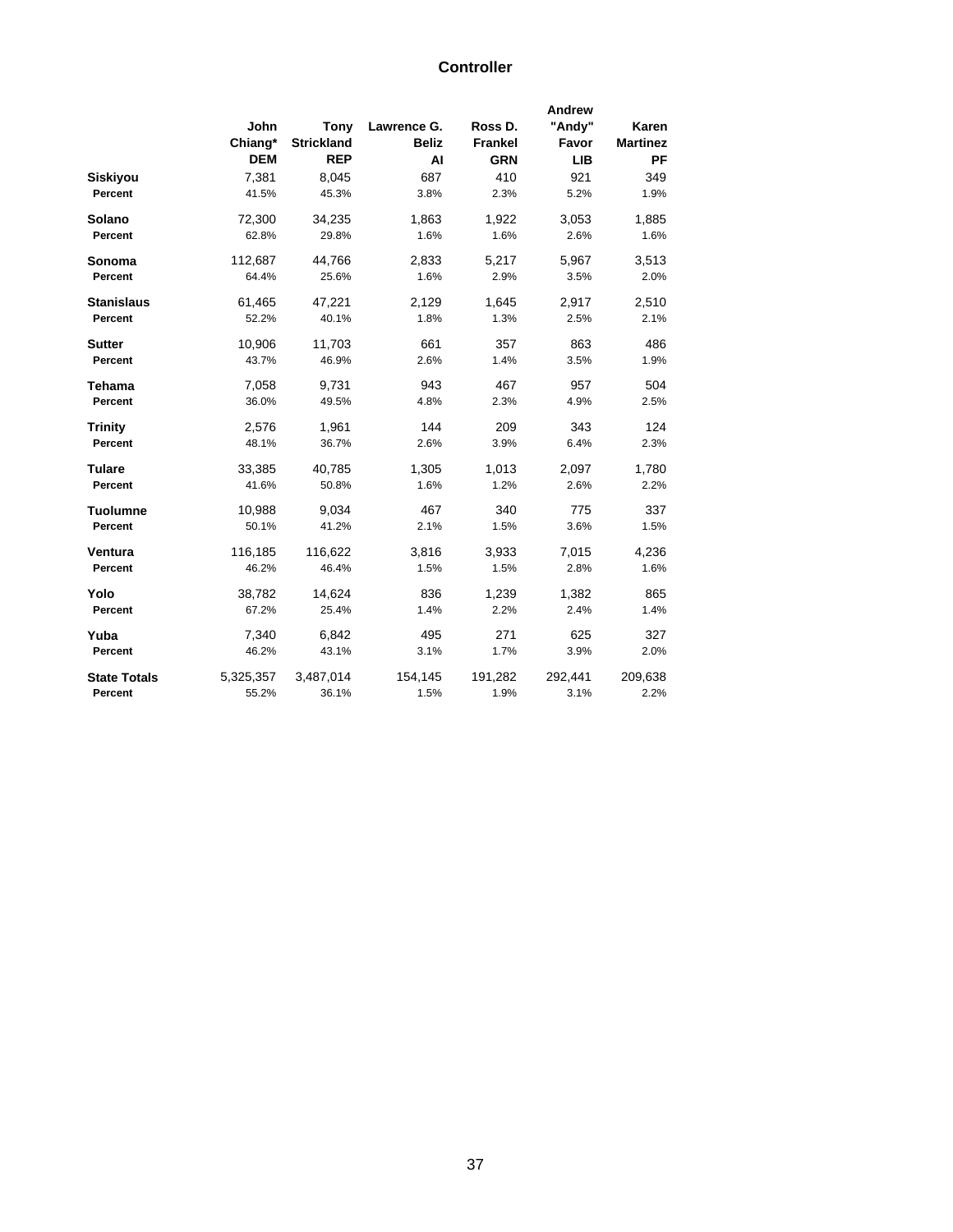## Controller

| | John Chiang* DEM | Tony Strickland REP | Lawrence G. Beliz AI | Ross D. Frankel GRN | Andrew "Andy" Favor LIB | Karen Martinez PF |
|---|---|---|---|---|---|---|
| **Siskiyou** | 7,381 | 8,045 | 687 | 410 | 921 | 349 |
| **Percent** | 41.5% | 45.3% | 3.8% | 2.3% | 5.2% | 1.9% |
| **Solano** | 72,300 | 34,235 | 1,863 | 1,922 | 3,053 | 1,885 |
| **Percent** | 62.8% | 29.8% | 1.6% | 1.6% | 2.6% | 1.6% |
| **Sonoma** | 112,687 | 44,766 | 2,833 | 5,217 | 5,967 | 3,513 |
| **Percent** | 64.4% | 25.6% | 1.6% | 2.9% | 3.5% | 2.0% |
| **Stanislaus** | 61,465 | 47,221 | 2,129 | 1,645 | 2,917 | 2,510 |
| **Percent** | 52.2% | 40.1% | 1.8% | 1.3% | 2.5% | 2.1% |
| **Sutter** | 10,906 | 11,703 | 661 | 357 | 863 | 486 |
| **Percent** | 43.7% | 46.9% | 2.6% | 1.4% | 3.5% | 1.9% |
| **Tehama** | 7,058 | 9,731 | 943 | 467 | 957 | 504 |
| **Percent** | 36.0% | 49.5% | 4.8% | 2.3% | 4.9% | 2.5% |
| **Trinity** | 2,576 | 1,961 | 144 | 209 | 343 | 124 |
| **Percent** | 48.1% | 36.7% | 2.6% | 3.9% | 6.4% | 2.3% |
| **Tulare** | 33,385 | 40,785 | 1,305 | 1,013 | 2,097 | 1,780 |
| **Percent** | 41.6% | 50.8% | 1.6% | 1.2% | 2.6% | 2.2% |
| **Tuolumne** | 10,988 | 9,034 | 467 | 340 | 775 | 337 |
| **Percent** | 50.1% | 41.2% | 2.1% | 1.5% | 3.6% | 1.5% |
| **Ventura** | 116,185 | 116,622 | 3,816 | 3,933 | 7,015 | 4,236 |
| **Percent** | 46.2% | 46.4% | 1.5% | 1.5% | 2.8% | 1.6% |
| **Yolo** | 38,782 | 14,624 | 836 | 1,239 | 1,382 | 865 |
| **Percent** | 67.2% | 25.4% | 1.4% | 2.2% | 2.4% | 1.4% |
| **Yuba** | 7,340 | 6,842 | 495 | 271 | 625 | 327 |
| **Percent** | 46.2% | 43.1% | 3.1% | 1.7% | 3.9% | 2.0% |
| **State Totals** | 5,325,357 | 3,487,014 | 154,145 | 191,282 | 292,441 | 209,638 |
| **Percent** | 55.2% | 36.1% | 1.5% | 1.9% | 3.1% | 2.2% |